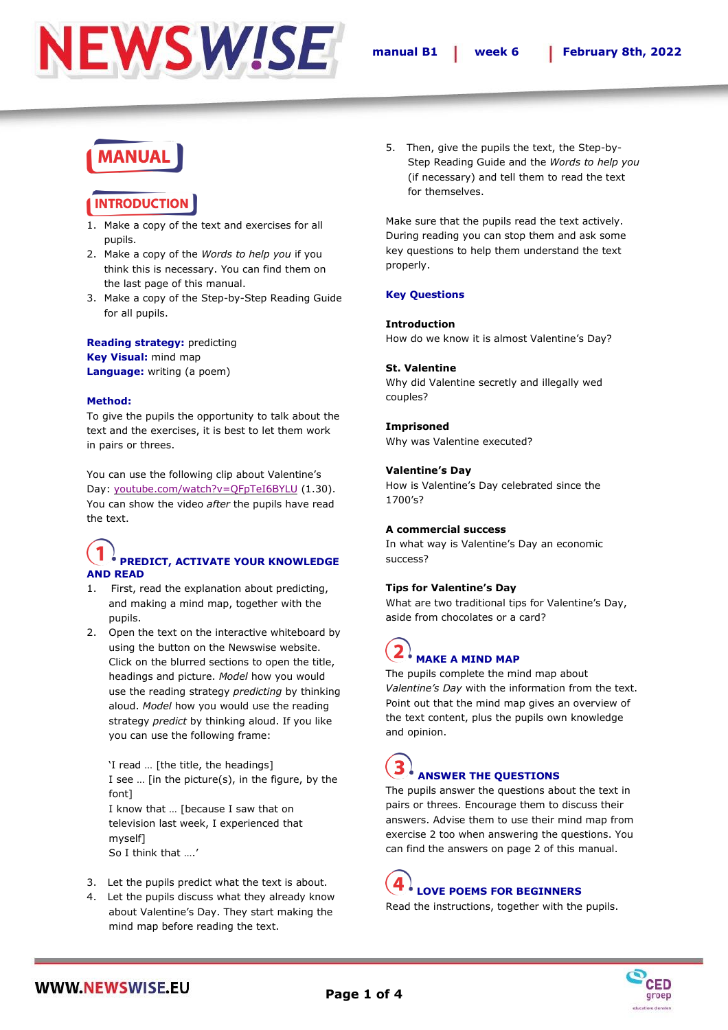# MANUAL

## INTRODUCTION

1. Make a copy of the text and exercises for all pupils.
2. Make a copy of the *Words to help you* if you think this is necessary. You can find them on the last page of this manual.
3. Make a copy of the Step-by-Step Reading Guide for all pupils.

**Reading strategy:** predicting
**Key Visual:** mind map
**Language:** writing (a poem)

**Method:**
To give the pupils the opportunity to talk about the text and the exercises, it is best to let them work in pairs or threes.

You can use the following clip about Valentine's Day: youtube.com/watch?v=QFpTeI6BYLU (1.30). You can show the video *after* the pupils have read the text.

## 1. PREDICT, ACTIVATE YOUR KNOWLEDGE AND READ

1. First, read the explanation about predicting, and making a mind map, together with the pupils.
2. Open the text on the interactive whiteboard by using the button on the Newswise website. Click on the blurred sections to open the title, headings and picture. *Model* how you would use the reading strategy *predicting* by thinking aloud. *Model* how you would use the reading strategy *predict* by thinking aloud. If you like you can use the following frame:

   'I read … [the title, the headings]
   I see … [in the picture(s), in the figure, by the font]
   I know that … [because I saw that on television last week, I experienced that myself]
   So I think that ….'

3. Let the pupils predict what the text is about.
4. Let the pupils discuss what they already know about Valentine's Day. They start making the mind map before reading the text.
5. Then, give the pupils the text, the Step-by-Step Reading Guide and the *Words to help you* (if necessary) and tell them to read the text for themselves.

Make sure that the pupils read the text actively. During reading you can stop them and ask some key questions to help them understand the text properly.

**Key Questions**

**Introduction**
How do we know it is almost Valentine's Day?

**St. Valentine**
Why did Valentine secretly and illegally wed couples?

**Imprisoned**
Why was Valentine executed?

**Valentine's Day**
How is Valentine's Day celebrated since the 1700's?

**A commercial success**
In what way is Valentine's Day an economic success?

**Tips for Valentine's Day**
What are two traditional tips for Valentine's Day, aside from chocolates or a card?

## 2. MAKE A MIND MAP

The pupils complete the mind map about *Valentine's Day* with the information from the text. Point out that the mind map gives an overview of the text content, plus the pupils own knowledge and opinion.

## 3. ANSWER THE QUESTIONS

The pupils answer the questions about the text in pairs or threes. Encourage them to discuss their answers. Advise them to use their mind map from exercise 2 too when answering the questions. You can find the answers on page 2 of this manual.

## 4. LOVE POEMS FOR BEGINNERS

Read the instructions, together with the pupils.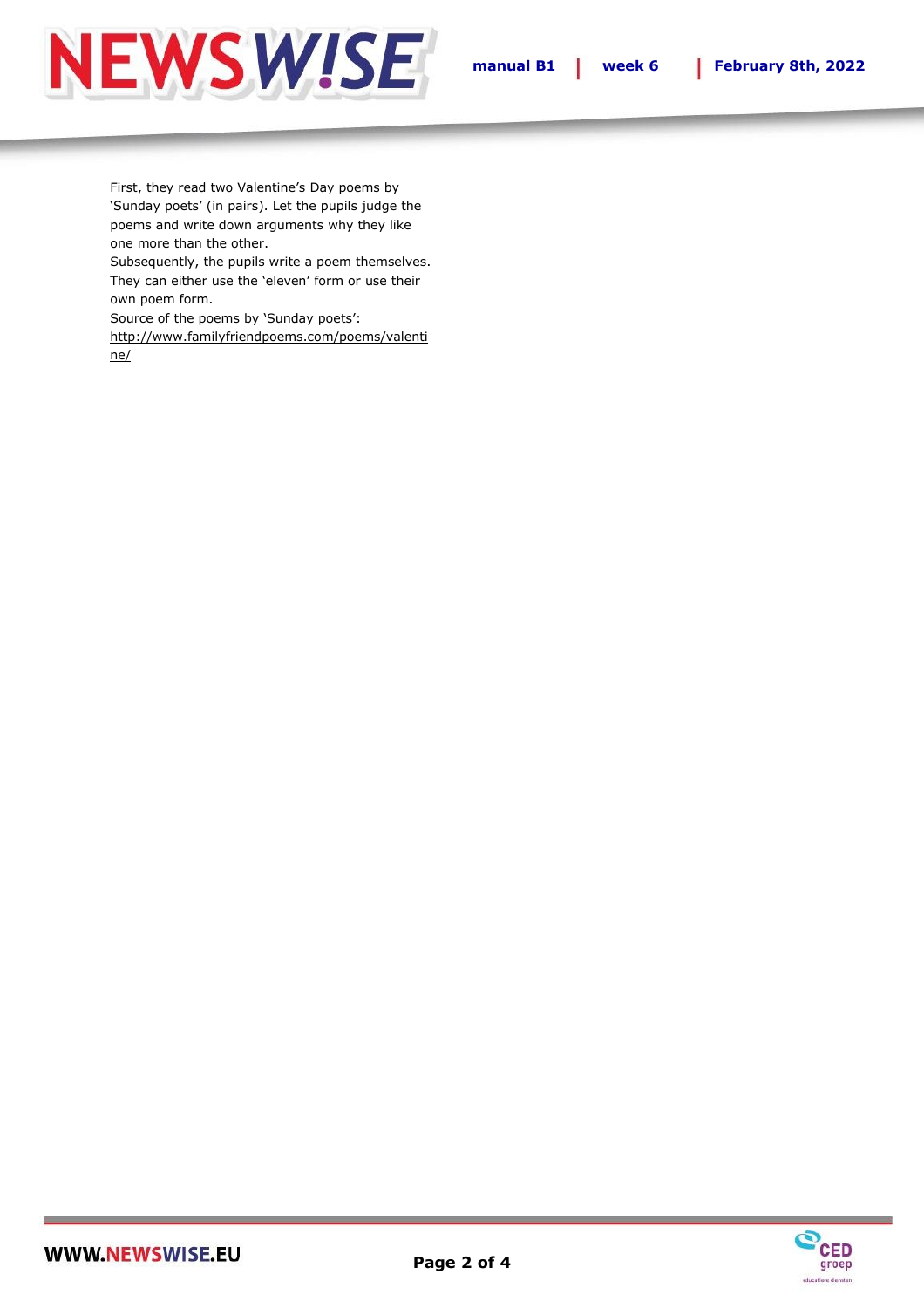First, they read two Valentine's Day poems by 'Sunday poets' (in pairs). Let the pupils judge the poems and write down arguments why they like one more than the other.

Subsequently, the pupils write a poem themselves. They can either use the 'eleven' form or use their own poem form.

Source of the poems by 'Sunday poets':
http://www.familyfriendpoems.com/poems/valentine/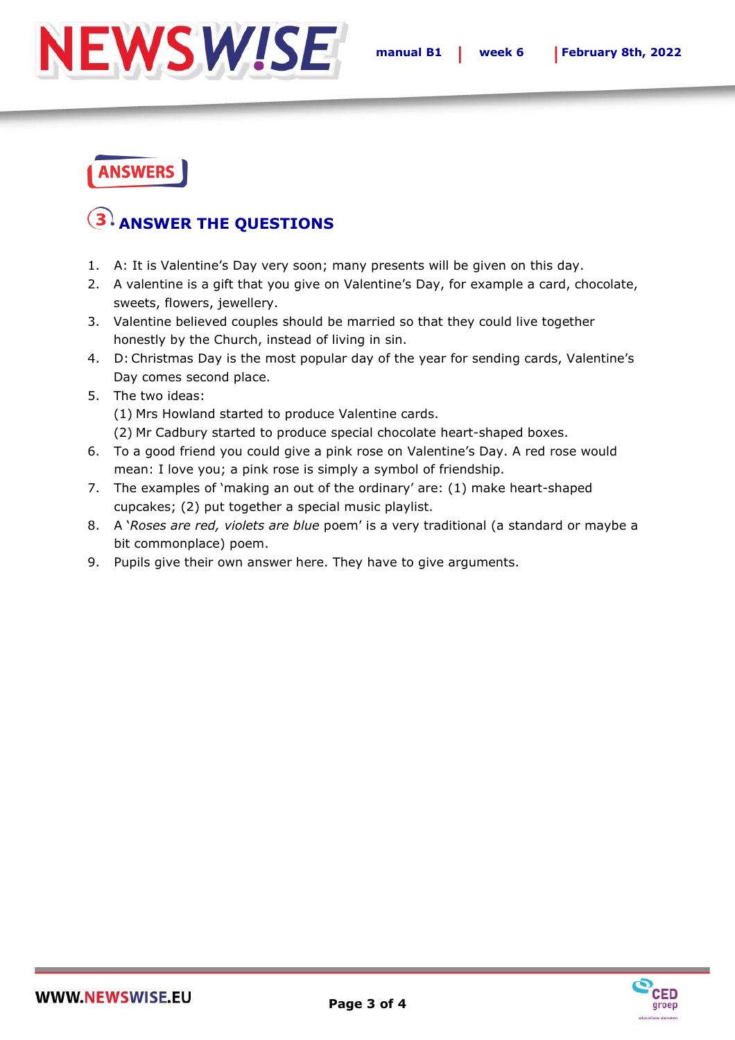## ANSWERS

### 3. ANSWER THE QUESTIONS

1. A: It is Valentine's Day very soon; many presents will be given on this day.
2. A valentine is a gift that you give on Valentine's Day, for example a card, chocolate, sweets, flowers, jewellery.
3. Valentine believed couples should be married so that they could live together honestly by the Church, instead of living in sin.
4. D: Christmas Day is the most popular day of the year for sending cards, Valentine's Day comes second place.
5. The two ideas:
   (1) Mrs Howland started to produce Valentine cards.
   (2) Mr Cadbury started to produce special chocolate heart-shaped boxes.
6. To a good friend you could give a pink rose on Valentine's Day. A red rose would mean: I love you; a pink rose is simply a symbol of friendship.
7. The examples of 'making an out of the ordinary' are: (1) make heart-shaped cupcakes; (2) put together a special music playlist.
8. A '*Roses are red, violets are blue* poem' is a very traditional (a standard or maybe a bit commonplace) poem.
9. Pupils give their own answer here. They have to give arguments.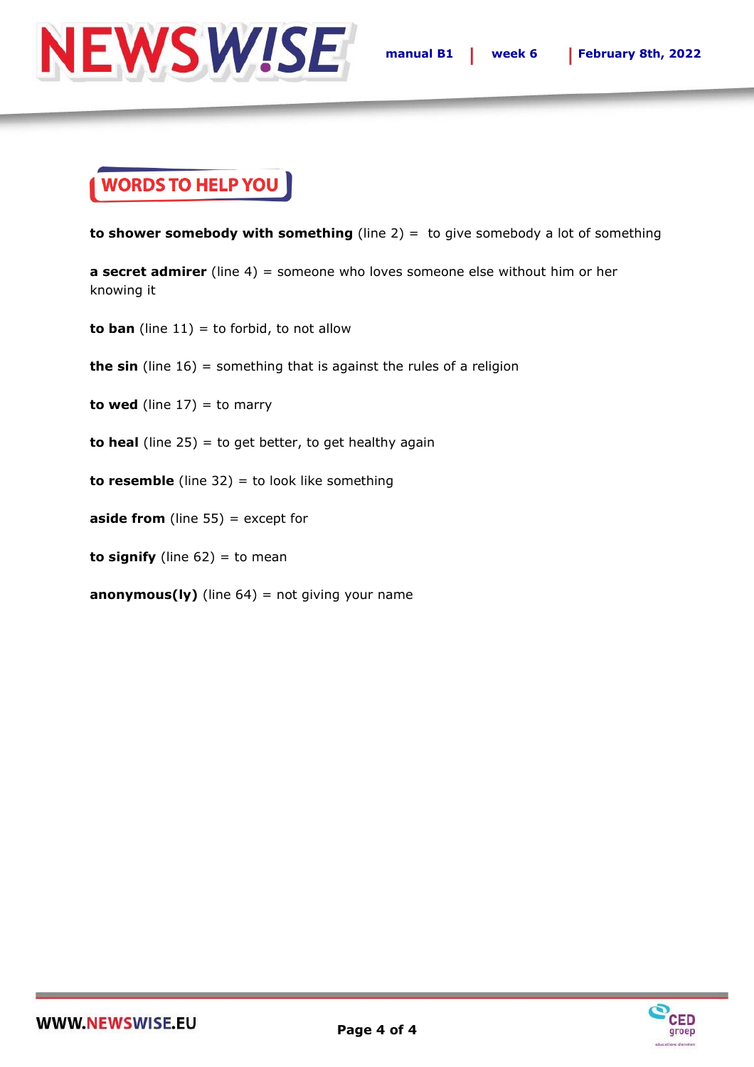## WORDS TO HELP YOU

**to shower somebody with something** (line 2) = to give somebody a lot of something

**a secret admirer** (line 4) = someone who loves someone else without him or her knowing it

**to ban** (line 11) = to forbid, to not allow

**the sin** (line 16) = something that is against the rules of a religion

**to wed** (line 17) = to marry

**to heal** (line 25) = to get better, to get healthy again

**to resemble** (line 32) = to look like something

**aside from** (line 55) = except for

**to signify** (line 62) = to mean

**anonymous(ly)** (line 64) = not giving your name